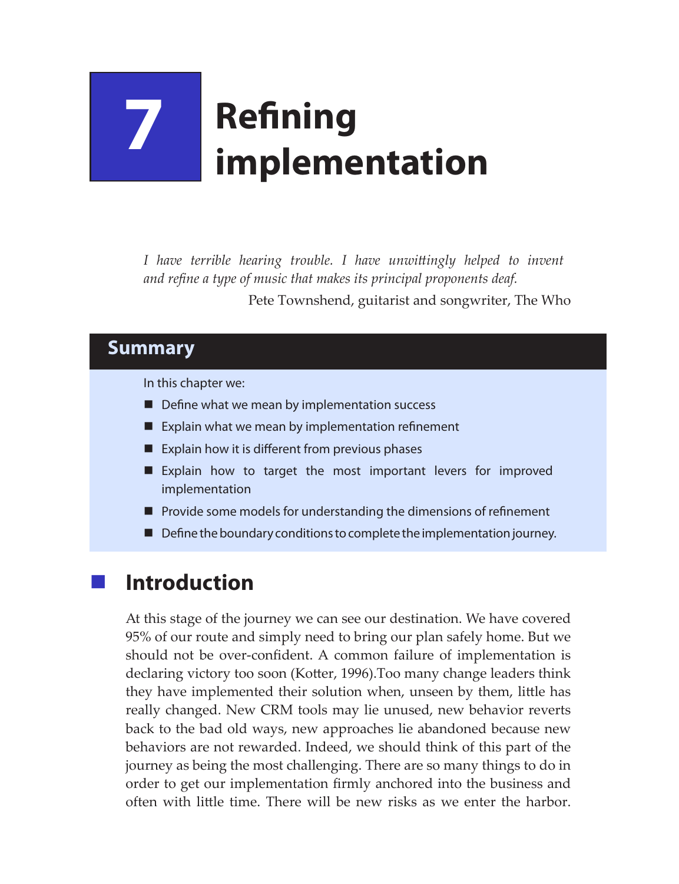# 7 Refining implementation

*I have terrible hearing trouble. I have unwittingly helped to invent and refine a type of music that makes its principal proponents deaf.*

Pete Townshend, guitarist and songwriter, The Who

## Summary

In this chapter we:

- Define what we mean by implementation success
- Explain what we mean by implementation refinement
- Explain how it is different from previous phases
- Explain how to target the most important levers for improved implementation
- Provide some models for understanding the dimensions of refinement
- Define the boundary conditions to complete the implementation journey.

## Introduction

At this stage of the journey we can see our destination. We have covered 95% of our route and simply need to bring our plan safely home. But we should not be over-confident. A common failure of implementation is declaring victory too soon (Kotter, 1996).Too many change leaders think they have implemented their solution when, unseen by them, little has really changed. New CRM tools may lie unused, new behavior reverts back to the bad old ways, new approaches lie abandoned because new behaviors are not rewarded. Indeed, we should think of this part of the journey as being the most challenging. There are so many things to do in order to get our implementation firmly anchored into the business and often with little time. There will be new risks as we enter the harbor.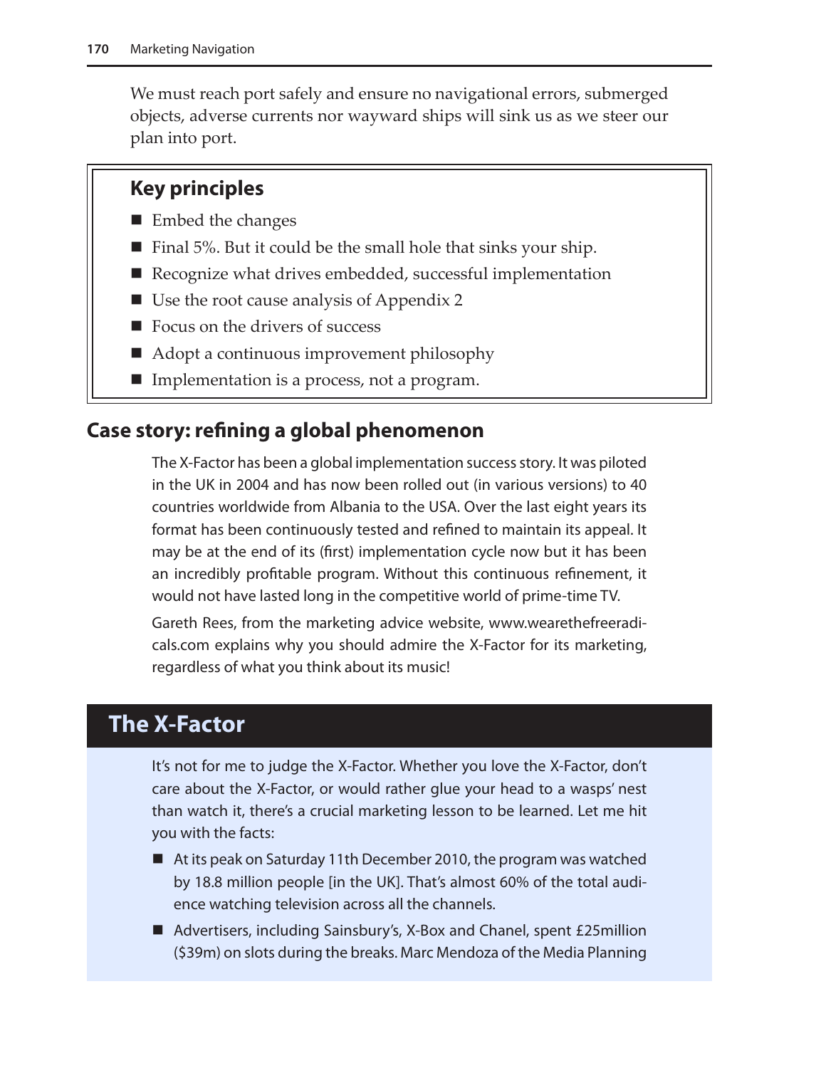We must reach port safely and ensure no navigational errors, submerged objects, adverse currents nor wayward ships will sink us as we steer our plan into port.

### Key principles

- Embed the changes
- Final 5%. But it could be the small hole that sinks your ship.
- Recognize what drives embedded, successful implementation
- Use the root cause analysis of Appendix 2
- Focus on the drivers of success
- Adopt a continuous improvement philosophy
- Implementation is a process, not a program.

## Case story: refining a global phenomenon

The X-Factor has been a global implementation success story. It was piloted in the UK in 2004 and has now been rolled out (in various versions) to 40 countries worldwide from Albania to the USA. Over the last eight years its format has been continuously tested and refined to maintain its appeal. It may be at the end of its (first) implementation cycle now but it has been an incredibly profitable program. Without this continuous refinement, it would not have lasted long in the competitive world of prime-time TV.

Gareth Rees, from the marketing advice website, www.wearethefreeradicals.com explains why you should admire the X-Factor for its marketing, regardless of what you think about its music!

## The X-Factor

It's not for me to judge the X-Factor. Whether you love the X-Factor, don't care about the X-Factor, or would rather glue your head to a wasps' nest than watch it, there's a crucial marketing lesson to be learned. Let me hit you with the facts:

- At its peak on Saturday 11th December 2010, the program was watched by 18.8 million people [in the UK]. That's almost 60% of the total audience watching television across all the channels.
- Advertisers, including Sainsbury's, X-Box and Chanel, spent £25million ($39m) on slots during the breaks. Marc Mendoza of the Media Planning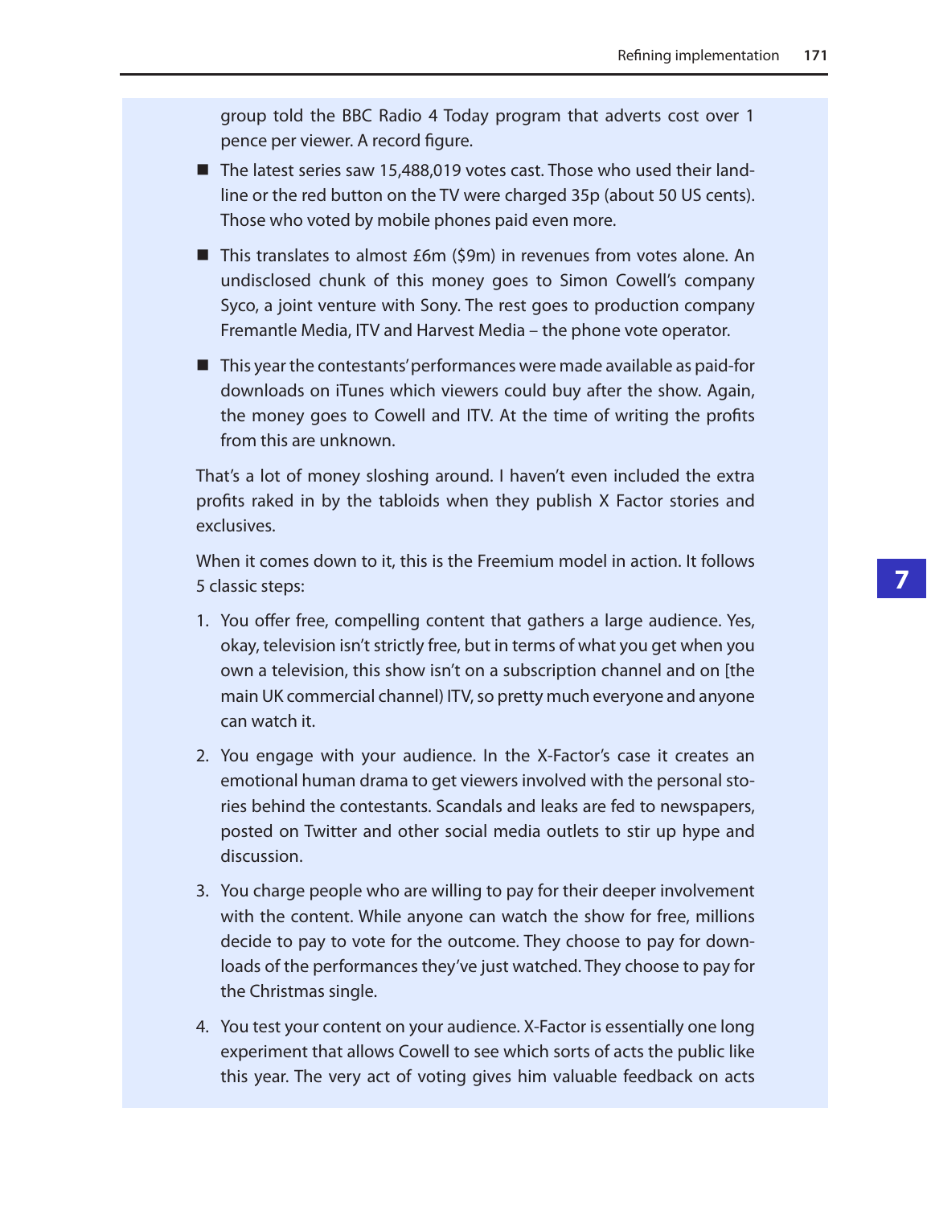group told the BBC Radio 4 Today program that adverts cost over 1 pence per viewer. A record figure.

- The latest series saw 15,488,019 votes cast. Those who used their landline or the red button on the TV were charged 35p (about 50 US cents). Those who voted by mobile phones paid even more.
- This translates to almost £6m ($9m) in revenues from votes alone. An undisclosed chunk of this money goes to Simon Cowell's company Syco, a joint venture with Sony. The rest goes to production company Fremantle Media, ITV and Harvest Media – the phone vote operator.
- This year the contestants' performances were made available as paid-for downloads on iTunes which viewers could buy after the show. Again, the money goes to Cowell and ITV. At the time of writing the profits from this are unknown.

That's a lot of money sloshing around. I haven't even included the extra profits raked in by the tabloids when they publish X Factor stories and exclusives.

When it comes down to it, this is the Freemium model in action. It follows 5 classic steps:

1. You offer free, compelling content that gathers a large audience. Yes, okay, television isn't strictly free, but in terms of what you get when you own a television, this show isn't on a subscription channel and on [the main UK commercial channel) ITV, so pretty much everyone and anyone can watch it.
2. You engage with your audience. In the X-Factor's case it creates an emotional human drama to get viewers involved with the personal stories behind the contestants. Scandals and leaks are fed to newspapers, posted on Twitter and other social media outlets to stir up hype and discussion.
3. You charge people who are willing to pay for their deeper involvement with the content. While anyone can watch the show for free, millions decide to pay to vote for the outcome. They choose to pay for downloads of the performances they've just watched. They choose to pay for the Christmas single.
4. You test your content on your audience. X-Factor is essentially one long experiment that allows Cowell to see which sorts of acts the public like this year. The very act of voting gives him valuable feedback on acts